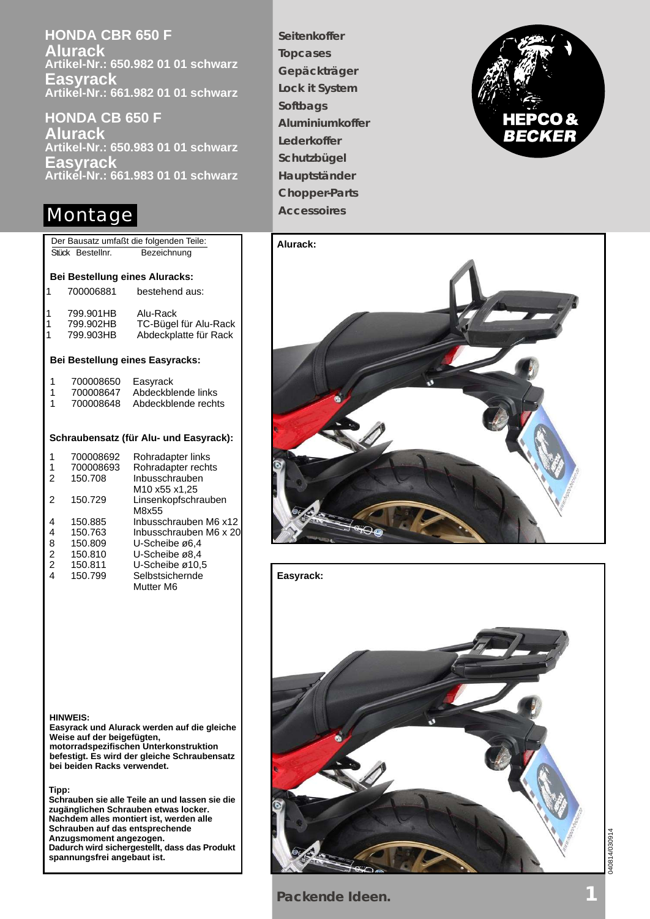# HONDA CBR 650 F

## Alurack
**Artikel-Nr.: 650.982 01 01 schwarz**

## Easyrack
**Artikel-Nr.: 661.982 01 01 schwarz**

# HONDA CB 650 F

## Alurack
**Artikel-Nr.: 650.983 01 01 schwarz**

## Easyrack
**Artikel-Nr.: 661.983 01 01 schwarz**

**Seitenkoffer**
**Topcases**
**Gepäckträger**
**Lock it System**
**Softbags**
**Aluminiumkoffer**
**Lederkoffer**
**Schutzbügel**
**Hauptständer**
**Chopper-Parts**
**Accessoires**

HEPCO & BECKER

# Montage

Der Bausatz umfaßt die folgenden Teile:

| Stück | Bestellnr. | Bezeichnung |
|---|---|---|
| **Bei Bestellung eines Aluracks:** | | |
| 1 | 700006881 | bestehend aus: |
| 1 | 799.901HB | Alu-Rack |
| 1 | 799.902HB | TC-Bügel für Alu-Rack |
| 1 | 799.903HB | Abdeckplatte für Rack |
| **Bei Bestellung eines Easyracks:** | | |
| 1 | 700008650 | Easyrack |
| 1 | 700008647 | Abdeckblende links |
| 1 | 700008648 | Abdeckblende rechts |
| **Schraubensatz (für Alu- und Easyrack):** | | |
| 1 | 700008692 | Rohradapter links |
| 1 | 700008693 | Rohradapter rechts |
| 2 | 150.708 | Inbusschrauben M10 x55 x1,25 |
| 2 | 150.729 | Linsenkopfschrauben M8x55 |
| 4 | 150.885 | Inbusschrauben M6 x12 |
| 4 | 150.763 | Inbusschrauben M6 x 20 |
| 8 | 150.809 | U-Scheibe ø6,4 |
| 2 | 150.810 | U-Scheibe ø8,4 |
| 2 | 150.811 | U-Scheibe ø10,5 |
| 4 | 150.799 | Selbstsichernde Mutter M6 |

**HINWEIS:**
**Easyrack und Alurack werden auf die gleiche Weise auf der beigefügten, motorradspezifischen Unterkonstruktion befestigt. Es wird der gleiche Schraubensatz bei beiden Racks verwendet.**

**Tipp:**
**Schrauben sie alle Teile an und lassen sie die zugänglichen Schrauben etwas locker. Nachdem alles montiert ist, werden alle Schrauben auf das entsprechende Anzugsmoment angezogen. Dadurch wird sichergestellt, dass das Produkt spannungsfrei angebaut ist.**

**Alurack:**

**Easyrack:**

040814/030914

**Packende Ideen.**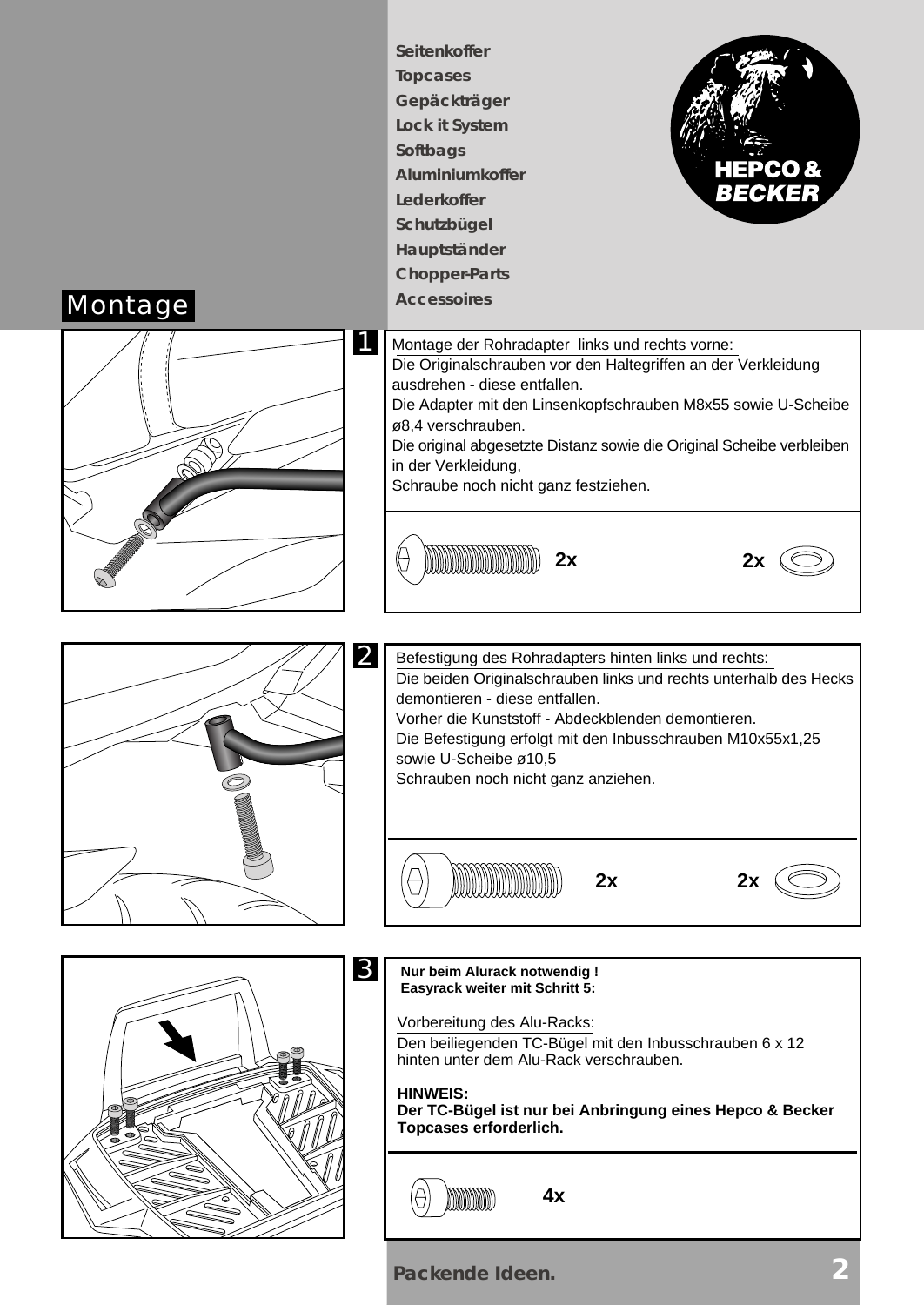Seitenkoffer
Topcases
Gepäckträger
Lock it System
Softbags
Aluminiumkoffer
Lederkoffer
Schutzbügel
Hauptständer
Chopper-Parts
Accessoires

HEPCO & BECKER

# Montage

## 1

Montage der Rohradapter links und rechts vorne:

Die Originalschrauben vor den Haltegriffen an der Verkleidung ausdrehen - diese entfallen.
Die Adapter mit den Linsenkopfschrauben M8x55 sowie U-Scheibe ø8,4 verschrauben.
Die original abgesetzte Distanz sowie die Original Scheibe verbleiben in der Verkleidung,
Schraube noch nicht ganz festziehen.

2x 2x

## 2

Befestigung des Rohradapters hinten links und rechts:

Die beiden Originalschrauben links und rechts unterhalb des Hecks demontieren - diese entfallen.
Vorher die Kunststoff - Abdeckblenden demontieren.
Die Befestigung erfolgt mit den Inbusschrauben M10x55x1,25 sowie U-Scheibe ø10,5
Schrauben noch nicht ganz anziehen.

2x 2x

## 3

**Nur beim Alurack notwendig !**
**Easyrack weiter mit Schritt 5:**

Vorbereitung des Alu-Racks:

Den beiliegenden TC-Bügel mit den Inbusschrauben 6 x 12 hinten unter dem Alu-Rack verschrauben.

**HINWEIS:**
**Der TC-Bügel ist nur bei Anbringung eines Hepco & Becker Topcases erforderlich.**

4x

**Packende Ideen.**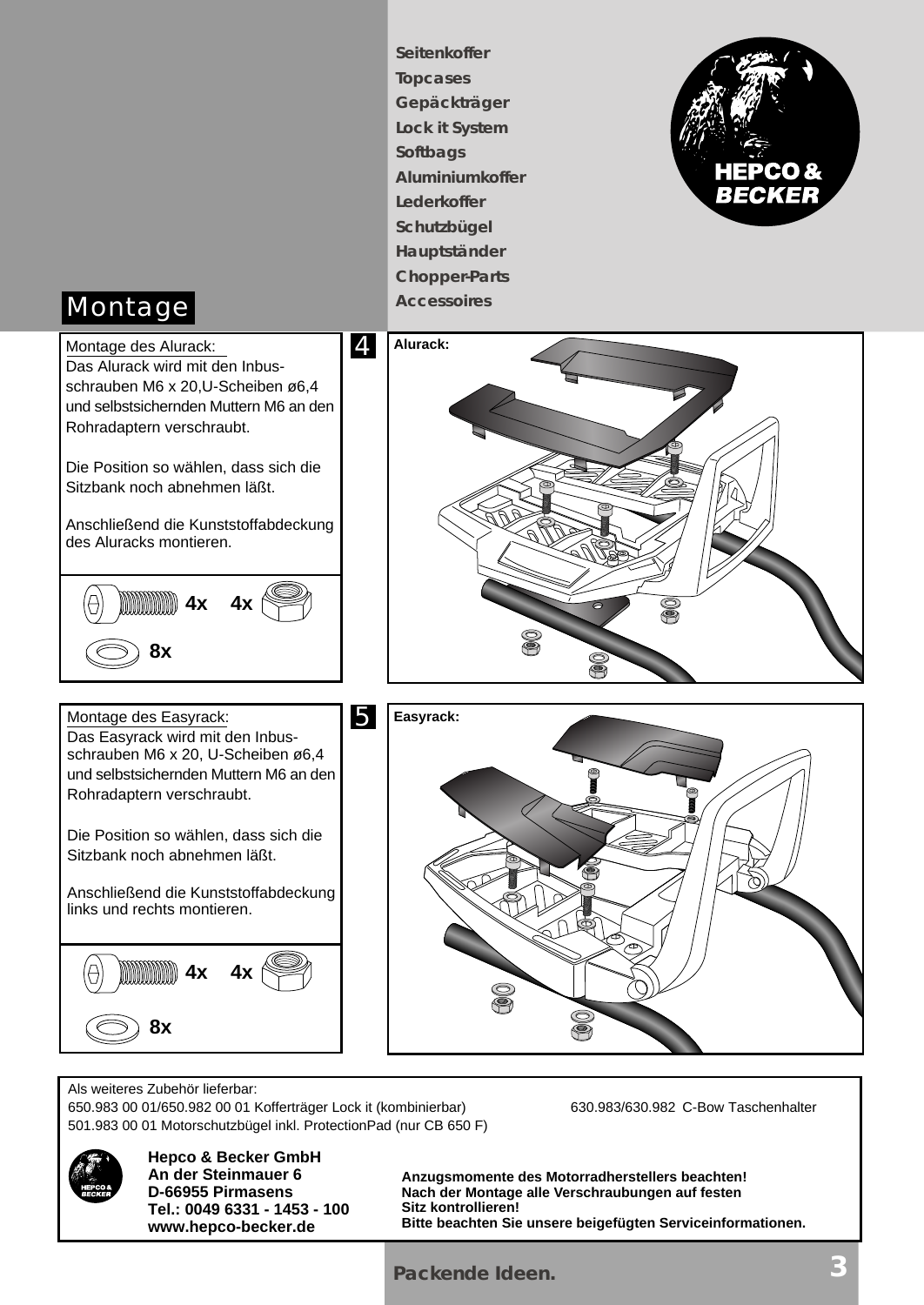Seitenkoffer
Topcases
Gepäckträger
Lock it System
Softbags
Aluminiumkoffer
Lederkoffer
Schutzbügel
Hauptständer
Chopper-Parts
Accessoires

HEPCO & BECKER

# Montage

## 4

Montage des Alurack:
Das Alurack wird mit den Inbusschrauben M6 x 20,U-Scheiben ø6,4 und selbstsichernden Muttern M6 an den Rohradaptern verschraubt.

Die Position so wählen, dass sich die Sitzbank noch abnehmen läßt.

Anschließend die Kunststoffabdeckung des Aluracks montieren.

4x 4x

8x

**Alurack:**

## 5

Montage des Easyrack:
Das Easyrack wird mit den Inbusschrauben M6 x 20, U-Scheiben ø6,4 und selbstsichernden Muttern M6 an den Rohradaptern verschraubt.

Die Position so wählen, dass sich die Sitzbank noch abnehmen läßt.

Anschließend die Kunststoffabdeckung links und rechts montieren.

4x 4x

8x

**Easyrack:**

Als weiteres Zubehör lieferbar:
650.983 00 01/650.982 00 01 Kofferträger Lock it (kombinierbar)
501.983 00 01 Motorschutzbügel inkl. ProtectionPad (nur CB 650 F)
630.983/630.982 C-Bow Taschenhalter

**Hepco & Becker GmbH**
**An der Steinmauer 6**
**D-66955 Pirmasens**
**Tel.: 0049 6331 - 1453 - 100**
**www.hepco-becker.de**

**Anzugsmomente des Motorradherstellers beachten!**
**Nach der Montage alle Verschraubungen auf festen Sitz kontrollieren!**
**Bitte beachten Sie unsere beigefügten Serviceinformationen.**

**Packende Ideen.**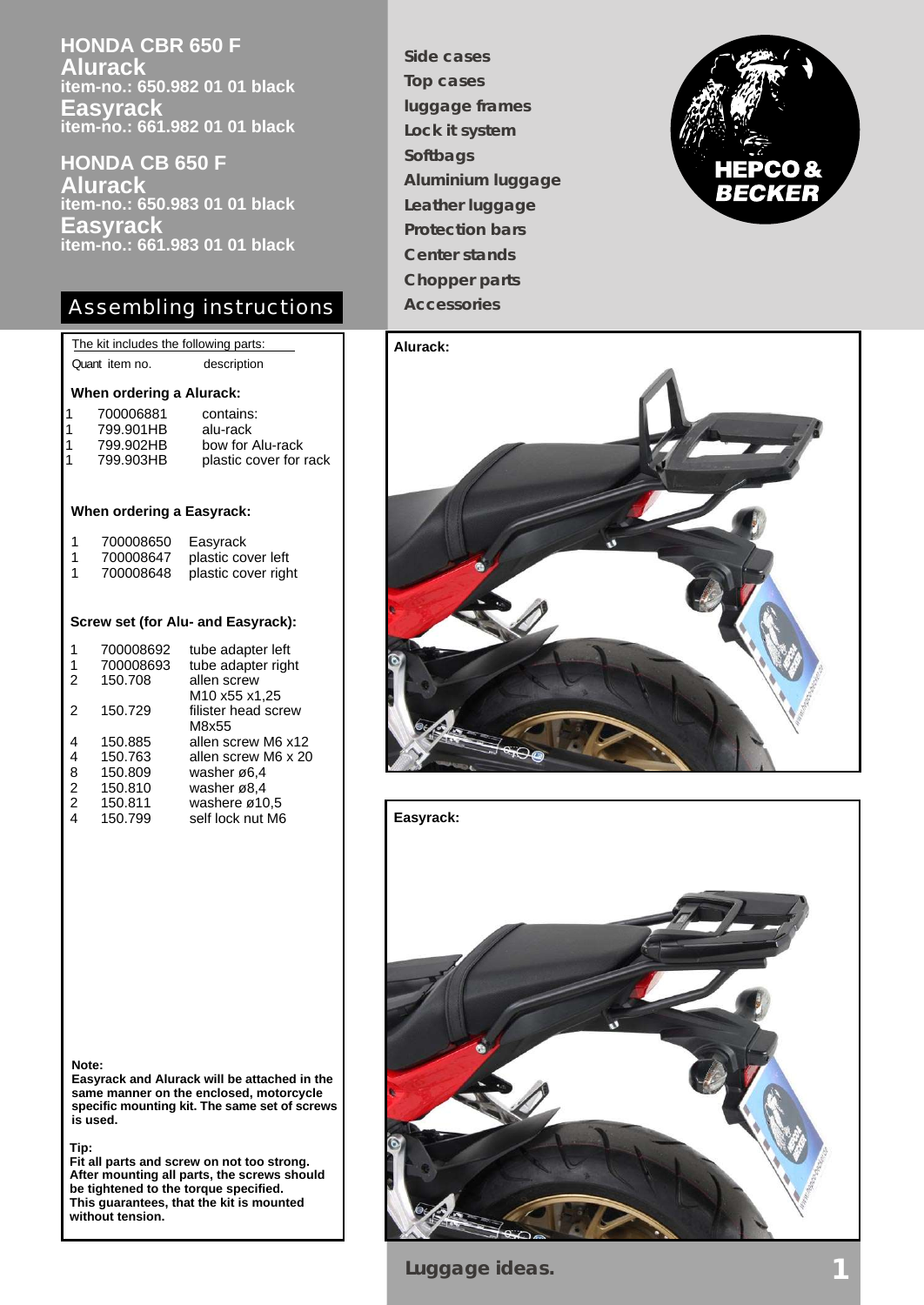# HONDA CBR 650 F

## Alurack
**item-no.: 650.982 01 01 black**

## Easyrack
**item-no.: 661.982 01 01 black**

# HONDA CB 650 F

## Alurack
**item-no.: 650.983 01 01 black**

## Easyrack
**item-no.: 661.983 01 01 black**

## Assembling instructions

**Side cases**
**Top cases**
**luggage frames**
**Lock it system**
**Softbags**
**Aluminium luggage**
**Leather luggage**
**Protection bars**
**Center stands**
**Chopper parts**
**Accessories**

HEPCO & BECKER

The kit includes the following parts:

| Quant | item no. | description |
|---|---|---|
| **When ordering a Alurack:** | | |
| 1 | 700006881 | contains: |
| 1 | 799.901HB | alu-rack |
| 1 | 799.902HB | bow for Alu-rack |
| 1 | 799.903HB | plastic cover for rack |
| **When ordering a Easyrack:** | | |
| 1 | 700008650 | Easyrack |
| 1 | 700008647 | plastic cover left |
| 1 | 700008648 | plastic cover right |
| **Screw set (for Alu- and Easyrack):** | | |
| 1 | 700008692 | tube adapter left |
| 1 | 700008693 | tube adapter right |
| 2 | 150.708 | allen screw M10 x55 x1,25 |
| 2 | 150.729 | filister head screw M8x55 |
| 4 | 150.885 | allen screw M6 x12 |
| 4 | 150.763 | allen screw M6 x 20 |
| 8 | 150.809 | washer ø6,4 |
| 2 | 150.810 | washer ø8,4 |
| 2 | 150.811 | washere ø10,5 |
| 4 | 150.799 | self lock nut M6 |

**Note:**
**Easyrack and Alurack will be attached in the same manner on the enclosed, motorcycle specific mounting kit. The same set of screws is used.**

**Tip:**
**Fit all parts and screw on not too strong. After mounting all parts, the screws should be tightened to the torque specified. This guarantees, that the kit is mounted without tension.**

**Alurack:**

**Easyrack:**

**Luggage ideas.**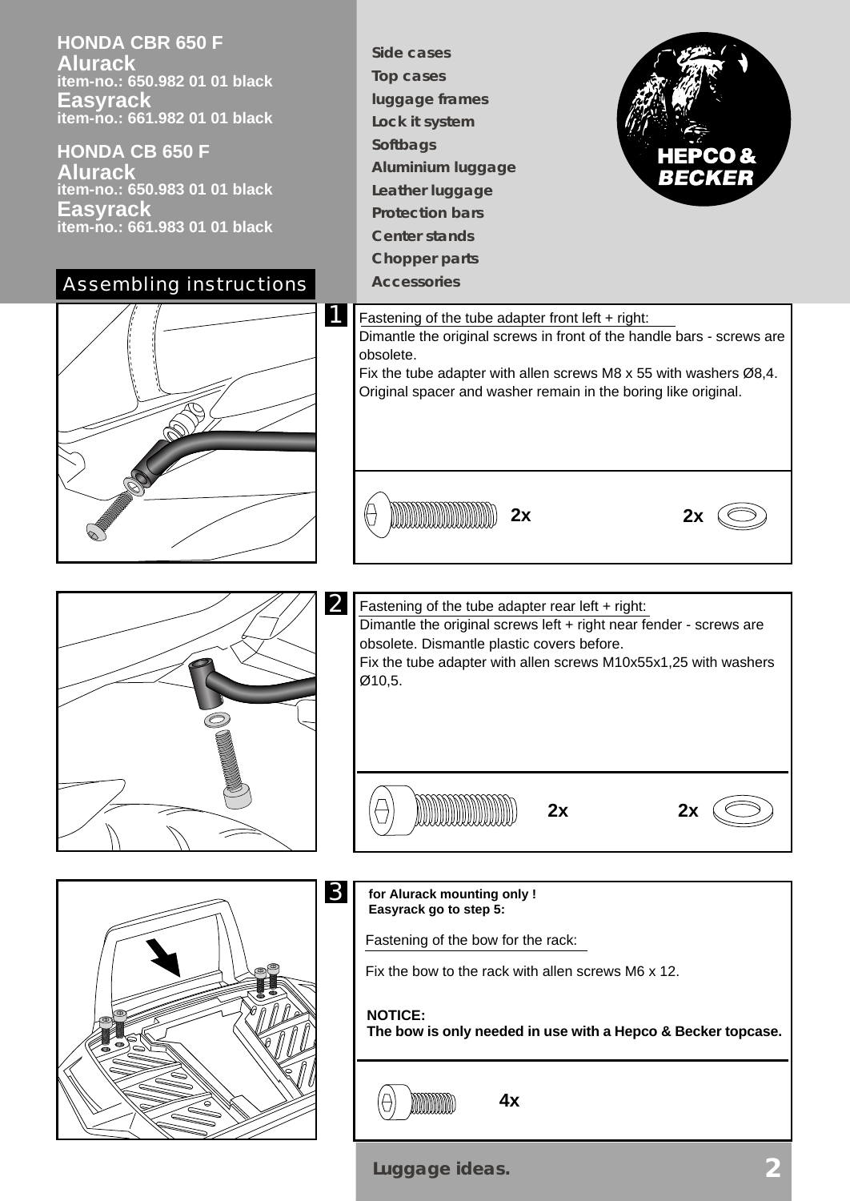**HONDA CBR 650 F**
**Alurack**
**item-no.: 650.982 01 01 black**
**Easyrack**
**item-no.: 661.982 01 01 black**

**HONDA CB 650 F**
**Alurack**
**item-no.: 650.983 01 01 black**
**Easyrack**
**item-no.: 661.983 01 01 black**

## Assembling instructions

**Side cases**
**Top cases**
**luggage frames**
**Lock it system**
**Softbags**
**Aluminium luggage**
**Leather luggage**
**Protection bars**
**Center stands**
**Chopper parts**
**Accessories**

HEPCO & BECKER

### 1

Fastening of the tube adapter front left + right:
Dimantle the original screws in front of the handle bars - screws are obsolete.
Fix the tube adapter with allen screws M8 x 55 with washers Ø8,4.
Original spacer and washer remain in the boring like original.

2x  2x

### 2

Fastening of the tube adapter rear left + right:
Dimantle the original screws left + right near fender - screws are obsolete. Dismantle plastic covers before.
Fix the tube adapter with allen screws M10x55x1,25 with washers Ø10,5.

2x  2x

### 3

**for Alurack mounting only !**
**Easyrack go to step 5:**

Fastening of the bow for the rack:

Fix the bow to the rack with allen screws M6 x 12.

**NOTICE:**
**The bow is only needed in use with a Hepco & Becker topcase.**

4x

**Luggage ideas.**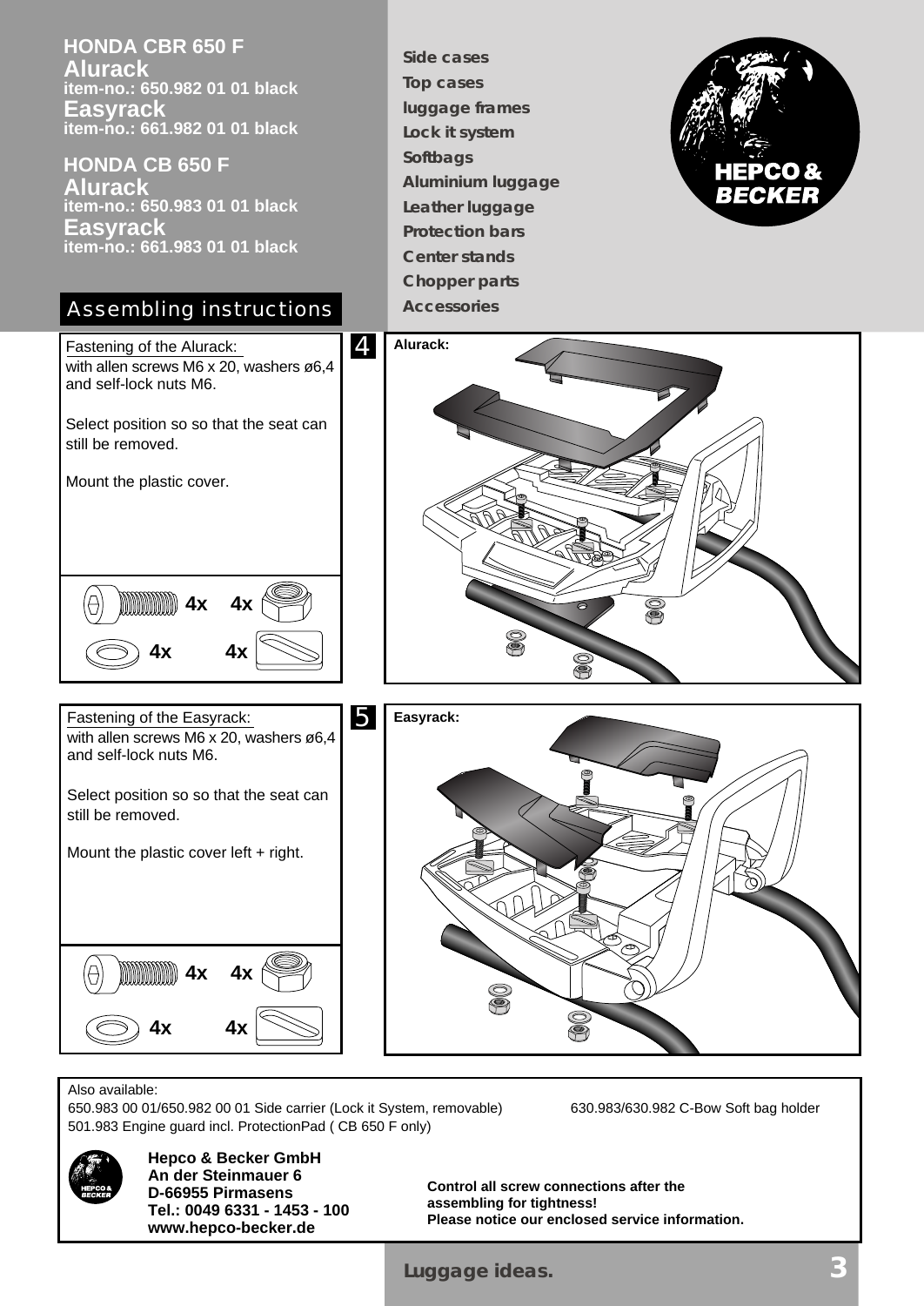## HONDA CBR 650 F

**Alurack**
**item-no.: 650.982 01 01 black**

**Easyrack**
**item-no.: 661.982 01 01 black**

## HONDA CB 650 F

**Alurack**
**item-no.: 650.983 01 01 black**

**Easyrack**
**item-no.: 661.983 01 01 black**

**Side cases**
**Top cases**
**luggage frames**
**Lock it system**
**Softbags**
**Aluminium luggage**
**Leather luggage**
**Protection bars**
**Center stands**
**Chopper parts**
**Accessories**

HEPCO & BECKER

## Assembling instructions

### 4

Fastening of the Alurack:
with allen screws M6 x 20, washers ø6,4 and self-lock nuts M6.

Select position so so that the seat can still be removed.

Mount the plastic cover.

4x 4x
4x 4x

**Alurack:**

### 5

Fastening of the Easyrack:
with allen screws M6 x 20, washers ø6,4 and self-lock nuts M6.

Select position so so that the seat can still be removed.

Mount the plastic cover left + right.

4x 4x
4x 4x

**Easyrack:**

Also available:
650.983 00 01/650.982 00 01 Side carrier (Lock it System, removable)
630.983/630.982 C-Bow Soft bag holder
501.983 Engine guard incl. ProtectionPad ( CB 650 F only)

**Hepco & Becker GmbH**
**An der Steinmauer 6**
**D-66955 Pirmasens**
**Tel.: 0049 6331 - 1453 - 100**
**www.hepco-becker.de**

**Control all screw connections after the assembling for tightness!**
**Please notice our enclosed service information.**

**Luggage ideas.**